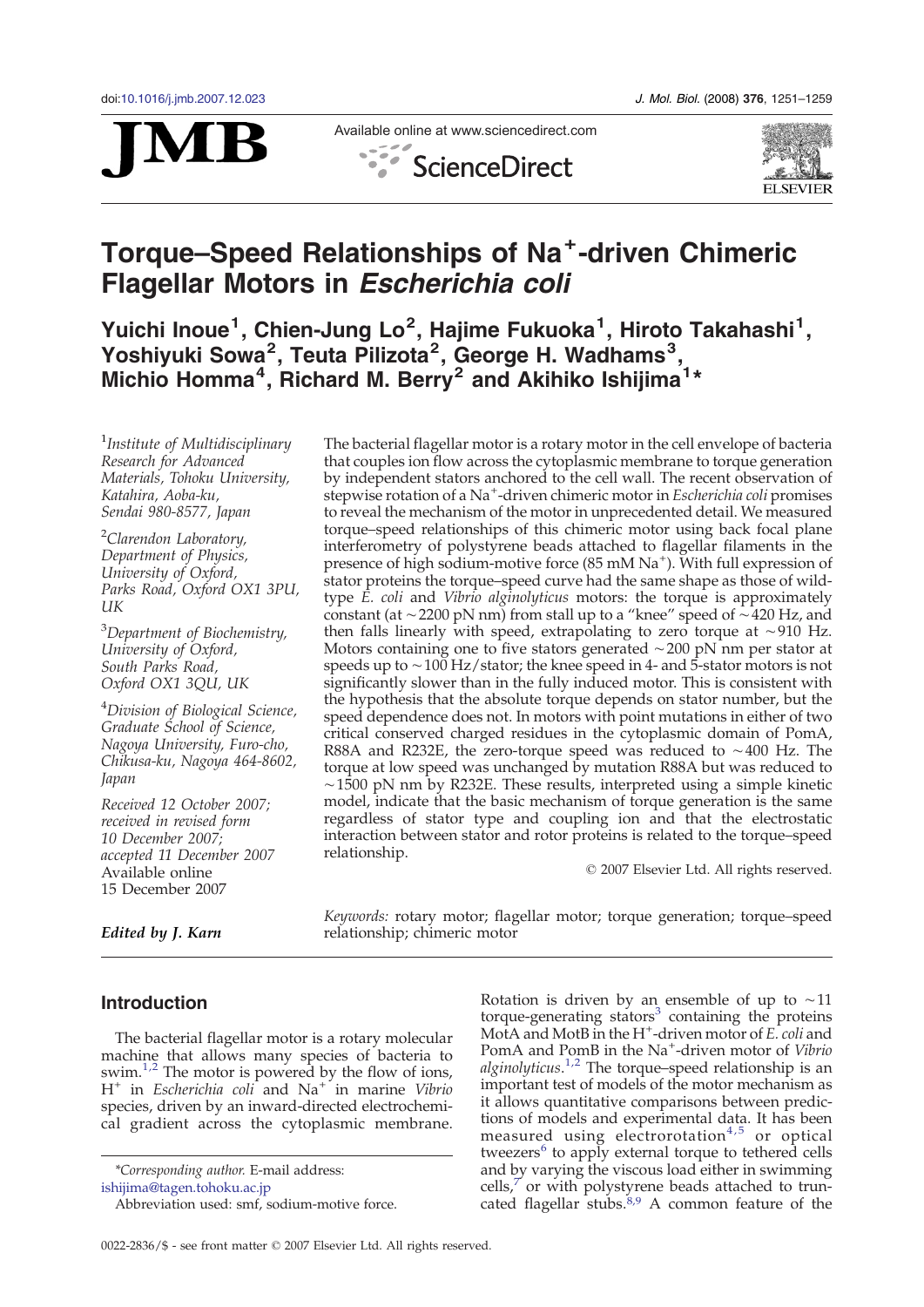# Torque–Speed Relationships of $Na^+$-driven Chimeric Flagellar Motors in *Escherichia coli*

**Yuichi Inoue[1], Chien-Jung Lo[2], Hajime Fukuoka[1], Hiroto Takahashi[1], Yoshiyuki Sowa[2], Teuta Pilizota[2], George H. Wadhams[3], Michio Homma[4], Richard M. Berry[2] and Akihiko Ishijima[1]\***

[1]*Institute of Multidisciplinary Research for Advanced Materials, Tohoku University, Katahira, Aoba-ku, Sendai 980-8577, Japan*

[2]*Clarendon Laboratory, Department of Physics, University of Oxford, Parks Road, Oxford OX1 3PU, UK*

[3]*Department of Biochemistry, University of Oxford, South Parks Road, Oxford OX1 3QU, UK*

[4]*Division of Biological Science, Graduate School of Science, Nagoya University, Furo-cho, Chikusa-ku, Nagoya 464-8602, Japan*

*Received 12 October 2007; received in revised form 10 December 2007; accepted 11 December 2007*
Available online 15 December 2007

***Edited by J. Karn***

The bacterial flagellar motor is a rotary motor in the cell envelope of bacteria that couples ion flow across the cytoplasmic membrane to torque generation by independent stators anchored to the cell wall. The recent observation of stepwise rotation of a $Na^+$-driven chimeric motor in *Escherichia coli* promises to reveal the mechanism of the motor in unprecedented detail. We measured torque–speed relationships of this chimeric motor using back focal plane interferometry of polystyrene beads attached to flagellar filaments in the presence of high sodium-motive force (85 mM $Na^+$). With full expression of stator proteins the torque–speed curve had the same shape as those of wild-type *E. coli* and *Vibrio alginolyticus* motors: the torque is approximately constant (at ~2200 pN nm) from stall up to a "knee" speed of ~420 Hz, and then falls linearly with speed, extrapolating to zero torque at ~910 Hz. Motors containing one to five stators generated ~200 pN nm per stator at speeds up to ~100 Hz/stator; the knee speed in 4- and 5-stator motors is not significantly slower than in the fully induced motor. This is consistent with the hypothesis that the absolute torque depends on stator number, but the speed dependence does not. In motors with point mutations in either of two critical conserved charged residues in the cytoplasmic domain of PomA, R88A and R232E, the zero-torque speed was reduced to ~400 Hz. The torque at low speed was unchanged by mutation R88A but was reduced to ~1500 pN nm by R232E. These results, interpreted using a simple kinetic model, indicate that the basic mechanism of torque generation is the same regardless of stator type and coupling ion and that the electrostatic interaction between stator and rotor proteins is related to the torque–speed relationship.

© 2007 Elsevier Ltd. All rights reserved.

*Keywords:* rotary motor; flagellar motor; torque generation; torque–speed relationship; chimeric motor

## Introduction

The bacterial flagellar motor is a rotary molecular machine that allows many species of bacteria to swim.[1,2] The motor is powered by the flow of ions, $H^+$ in *Escherichia coli* and $Na^+$ in marine *Vibrio* species, driven by an inward-directed electrochemical gradient across the cytoplasmic membrane. Rotation is driven by an ensemble of up to ~11 torque-generating stators[3] containing the proteins MotA and MotB in the $H^+$-driven motor of *E. coli* and PomA and PomB in the $Na^+$-driven motor of *Vibrio alginolyticus*.[1,2] The torque–speed relationship is an important test of models of the motor mechanism as it allows quantitative comparisons between predictions of models and experimental data. It has been measured using electrorotation[4,5] or optical tweezers[6] to apply external torque to tethered cells and by varying the viscous load either in swimming cells,[7] or with polystyrene beads attached to truncated flagellar stubs.[8,9] A common feature of the

\*Corresponding author. E-mail address: ishijima@tagen.tohoku.ac.jp

Abbreviation used: smf, sodium-motive force.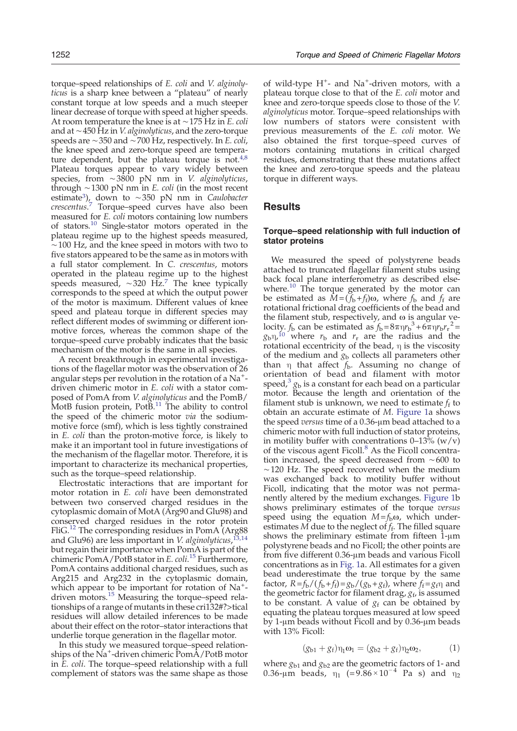torque–speed relationships of *E. coli* and *V. alginolyticus* is a sharp knee between a "plateau" of nearly constant torque at low speeds and a much steeper linear decrease of torque with speed at higher speeds. At room temperature the knee is at ~175 Hz in *E. coli* and at ~450 Hz in *V. alginolyticus*, and the zero-torque speeds are ~350 and ~700 Hz, respectively. In *E. coli*, the knee speed and zero-torque speed are temperature dependent, but the plateau torque is not.[4,8] Plateau torques appear to vary widely between species, from ~3800 pN nm in *V. alginolyticus*, through ~1300 pN nm in *E. coli* (in the most recent estimate[3]), down to ~350 pN nm in *Caulobacter crescentus*.[7] Torque–speed curves have also been measured for *E. coli* motors containing low numbers of stators.[10] Single-stator motors operated in the plateau regime up to the highest speeds measured, ~100 Hz, and the knee speed in motors with two to five stators appeared to be the same as in motors with a full stator complement. In *C. crescentus*, motors operated in the plateau regime up to the highest speeds measured, ~320 Hz.[7] The knee typically corresponds to the speed at which the output power of the motor is maximum. Different values of knee speed and plateau torque in different species may reflect different modes of swimming or different ion-motive forces, whereas the common shape of the torque–speed curve probably indicates that the basic mechanism of the motor is the same in all species.

A recent breakthrough in experimental investigations of the flagellar motor was the observation of 26 angular steps per revolution in the rotation of a $Na^+$-driven chimeric motor in *E. coli* with a stator composed of PomA from *V. alginolyticus* and the PomB/MotB fusion protein, PotB.[11] The ability to control the speed of the chimeric motor *via* the sodium-motive force (smf), which is less tightly constrained in *E. coli* than the proton-motive force, is likely to make it an important tool in future investigations of the mechanism of the flagellar motor. Therefore, it is important to characterize its mechanical properties, such as the torque–speed relationship.

Electrostatic interactions that are important for motor rotation in *E. coli* have been demonstrated between two conserved charged residues in the cytoplasmic domain of MotA (Arg90 and Glu98) and conserved charged residues in the rotor protein FliG.[12] The corresponding residues in PomA (Arg88 and Glu96) are less important in *V. alginolyticus*,[13,14] but regain their importance when PomA is part of the chimeric PomA/PotB stator in *E. coli*.[15] Furthermore, PomA contains additional charged residues, such as Arg215 and Arg232 in the cytoplasmic domain, which appear to be important for rotation of $Na^+$-driven motors.[15] Measuring the torque–speed relationships of a range of mutants in these cri132#?>tical residues will allow detailed inferences to be made about their effect on the rotor–stator interactions that underlie torque generation in the flagellar motor.

In this study we measured torque–speed relationships of the $Na^+$-driven chimeric PomA/PotB motor in *E. coli*. The torque–speed relationship with a full complement of stators was the same shape as those of wild-type $H^+$- and $Na^+$-driven motors, with a plateau torque close to that of the *E. coli* motor and knee and zero-torque speeds close to those of the *V. alginolyticus* motor. Torque–speed relationships with low numbers of stators were consistent with previous measurements of the *E. coli* motor. We also obtained the first torque–speed curves of motors containing mutations in critical charged residues, demonstrating that these mutations affect the knee and zero-torque speeds and the plateau torque in different ways.

## Results

### Torque–speed relationship with full induction of stator proteins

We measured the speed of polystyrene beads attached to truncated flagellar filament stubs using back focal plane interferometry as described elsewhere.[10] The torque generated by the motor can be estimated as $M=(f_b+f_f)\omega$, where $f_b$ and $f_f$ are rotational frictional drag coefficients of the bead and the filament stub, respectively, and $\omega$ is angular velocity. $f_b$ can be estimated as $f_b=8\pi\eta r_b^3+6\pi\eta r_b r_r^2=g_b\eta$,[10] where $r_b$ and $r_r$ are the radius and the rotational eccentricity of the bead, $\eta$ is the viscosity of the medium and $g_b$ collects all parameters other than $\eta$ that affect $f_b$. Assuming no change of orientation of bead and filament with motor speed,[3] $g_b$ is a constant for each bead on a particular motor. Because the length and orientation of the filament stub is unknown, we need to estimate $f_f$ to obtain an accurate estimate of $M$. Figure 1a shows the speed *versus* time of a 0.36-μm bead attached to a chimeric motor with full induction of stator proteins, in motility buffer with concentrations 0–13% (w/v) of the viscous agent Ficoll.[8] As the Ficoll concentration increased, the speed decreased from ~600 to ~120 Hz. The speed recovered when the medium was exchanged back to motility buffer without Ficoll, indicating that the motor was not permanently altered by the medium exchanges. Figure 1b shows preliminary estimates of the torque *versus* speed using the equation $M=f_b\omega$, which underestimates $M$ due to the neglect of $f_f$. The filled square shows the preliminary estimate from fifteen 1-μm polystyrene beads and no Ficoll; the other points are from five different 0.36-μm beads and various Ficoll concentrations as in Fig. 1a. All estimates for a given bead underestimate the true torque by the same factor, $R=f_b/(f_b+f_f)=g_b/(g_b+g_f)$, where $f_f=g_f\eta$ and the geometric factor for filament drag, $g_f$, is assumed to be constant. A value of $g_f$ can be obtained by equating the plateau torques measured at low speed by 1-μm beads without Ficoll and by 0.36-μm beads with 13% Ficoll:

$$(g_{b1}+g_f)\eta_1\omega_1=(g_{b2}+g_f)\eta_2\omega_2, \tag{1}$$

where $g_{b1}$ and $g_{b2}$ are the geometric factors of 1- and 0.36-μm beads, $\eta_1$ ($=9.86\times10^{-4}$ Pa s) and $\eta_2$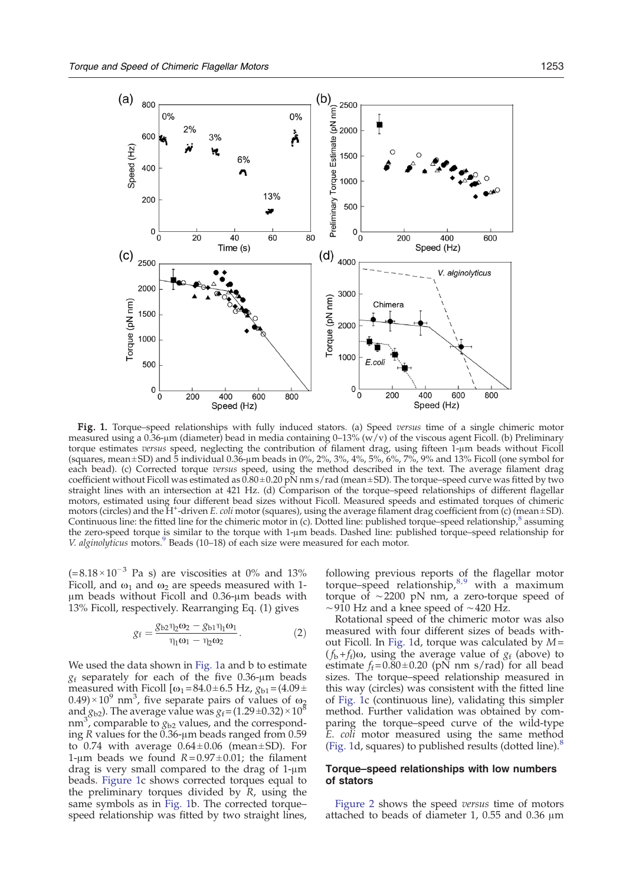**Fig. 1.** Torque–speed relationships with fully induced stators. (a) Speed *versus* time of a single chimeric motor measured using a 0.36-μm (diameter) bead in media containing 0–13% (w/v) of the viscous agent Ficoll. (b) Preliminary torque estimates *versus* speed, neglecting the contribution of filament drag, using fifteen 1-μm beads without Ficoll (squares, mean±SD) and 5 individual 0.36-μm beads in 0%, 2%, 3%, 4%, 5%, 6%, 7%, 9% and 13% Ficoll (one symbol for each bead). (c) Corrected torque *versus* speed, using the method described in the text. The average filament drag coefficient without Ficoll was estimated as 0.80±0.20 pN nm s/rad (mean±SD). The torque–speed curve was fitted by two straight lines with an intersection at 421 Hz. (d) Comparison of the torque–speed relationships of different flagellar motors, estimated using four different bead sizes without Ficoll. Measured speeds and estimated torques of chimeric motors (circles) and the $H^+$-driven *E. coli* motor (squares), using the average filament drag coefficient from (c) (mean±SD). Continuous line: the fitted line for the chimeric motor in (c). Dotted line: published torque–speed relationship,[8] assuming the zero-speed torque is similar to the torque with 1-μm beads. Dashed line: published torque–speed relationship for *V. alginolyticus* motors.[9] Beads (10–18) of each size were measured for each motor.

($=8.18\times10^{-3}$ Pa s) are viscosities at 0% and 13% Ficoll, and $\omega_1$ and $\omega_2$ are speeds measured with 1-μm beads without Ficoll and 0.36-μm beads with 13% Ficoll, respectively. Rearranging Eq. (1) gives

$$g_f = \frac{g_{b2}\eta_2\omega_2 - g_{b1}\eta_1\omega_1}{\eta_1\omega_1 - \eta_2\omega_2}. \qquad (2)$$

We used the data shown in Fig. 1a and b to estimate $g_f$ separately for each of the five 0.36-μm beads measured with Ficoll [$\omega_1=84.0\pm6.5$ Hz, $g_{b1}=(4.09\pm0.49)\times10^9$ nm$^3$, five separate pairs of values of $\omega_2$ and $g_{b2}$). The average value was $g_f=(1.29\pm0.32)\times10^8$ nm$^3$, comparable to $g_{b2}$ values, and the corresponding $R$ values for the 0.36-μm beads ranged from 0.59 to 0.74 with average 0.64±0.06 (mean±SD). For 1-μm beads we found $R=0.97\pm0.01$; the filament drag is very small compared to the drag of 1-μm beads. Figure 1c shows corrected torques equal to the preliminary torques divided by $R$, using the same symbols as in Fig. 1b. The corrected torque–speed relationship was fitted by two straight lines, following previous reports of the flagellar motor torque–speed relationship,[8,9] with a maximum torque of ~2200 pN nm, a zero-torque speed of ~910 Hz and a knee speed of ~420 Hz.

Rotational speed of the chimeric motor was also measured with four different sizes of beads without Ficoll. In Fig. 1d, torque was calculated by $M=(f_b+f_f)\omega$, using the average value of $g_f$ (above) to estimate $f_f=0.80\pm0.20$ (pN nm s/rad) for all bead sizes. The torque–speed relationship measured in this way (circles) was consistent with the fitted line of Fig. 1c (continuous line), validating this simpler method. Further validation was obtained by comparing the torque–speed curve of the wild-type *E. coli* motor measured using the same method (Fig. 1d, squares) to published results (dotted line).[8]

## Torque–speed relationships with low numbers of stators

Figure 2 shows the speed *versus* time of motors attached to beads of diameter 1, 0.55 and 0.36 μm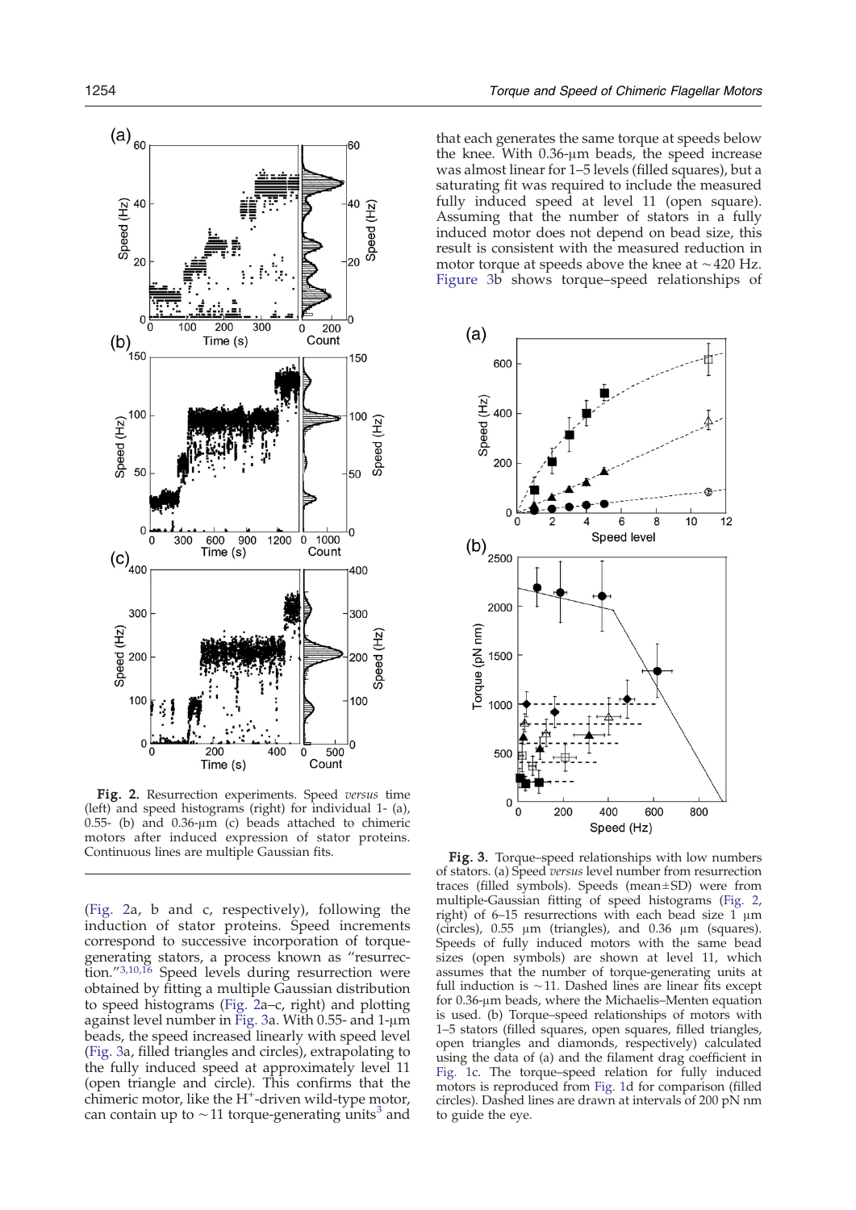**Fig. 2.** Resurrection experiments. Speed *versus* time (left) and speed histograms (right) for individual 1- (a), 0.55- (b) and 0.36-μm (c) beads attached to chimeric motors after induced expression of stator proteins. Continuous lines are multiple Gaussian fits.

(Fig. 2a, b and c, respectively), following the induction of stator proteins. Speed increments correspond to successive incorporation of torque-generating stators, a process known as "resurrection."[3,10,16] Speed levels during resurrection were obtained by fitting a multiple Gaussian distribution to speed histograms (Fig. 2a–c, right) and plotting against level number in Fig. 3a. With 0.55- and 1-μm beads, the speed increased linearly with speed level (Fig. 3a, filled triangles and circles), extrapolating to the fully induced speed at approximately level 11 (open triangle and circle). This confirms that the chimeric motor, like the $H^+$-driven wild-type motor, can contain up to ∼11 torque-generating units[3] and that each generates the same torque at speeds below the knee. With 0.36-μm beads, the speed increase was almost linear for 1–5 levels (filled squares), but a saturating fit was required to include the measured fully induced speed at level 11 (open square). Assuming that the number of stators in a fully induced motor does not depend on bead size, this result is consistent with the measured reduction in motor torque at speeds above the knee at ∼420 Hz. Figure 3b shows torque–speed relationships of

**Fig. 3.** Torque–speed relationships with low numbers of stators. (a) Speed *versus* level number from resurrection traces (filled symbols). Speeds (mean±SD) were from multiple-Gaussian fitting of speed histograms (Fig. 2, right) of 6–15 resurrections with each bead size 1 μm (circles), 0.55 μm (triangles), and 0.36 μm (squares). Speeds of fully induced motors with the same bead sizes (open symbols) are shown at level 11, which assumes that the number of torque-generating units at full induction is ∼11. Dashed lines are linear fits except for 0.36-μm beads, where the Michaelis–Menten equation is used. (b) Torque–speed relationships of motors with 1–5 stators (filled squares, open squares, filled triangles, open triangles and diamonds, respectively) calculated using the data of (a) and the filament drag coefficient in Fig. 1c. The torque–speed relation for fully induced motors is reproduced from Fig. 1d for comparison (filled circles). Dashed lines are drawn at intervals of 200 pN nm to guide the eye.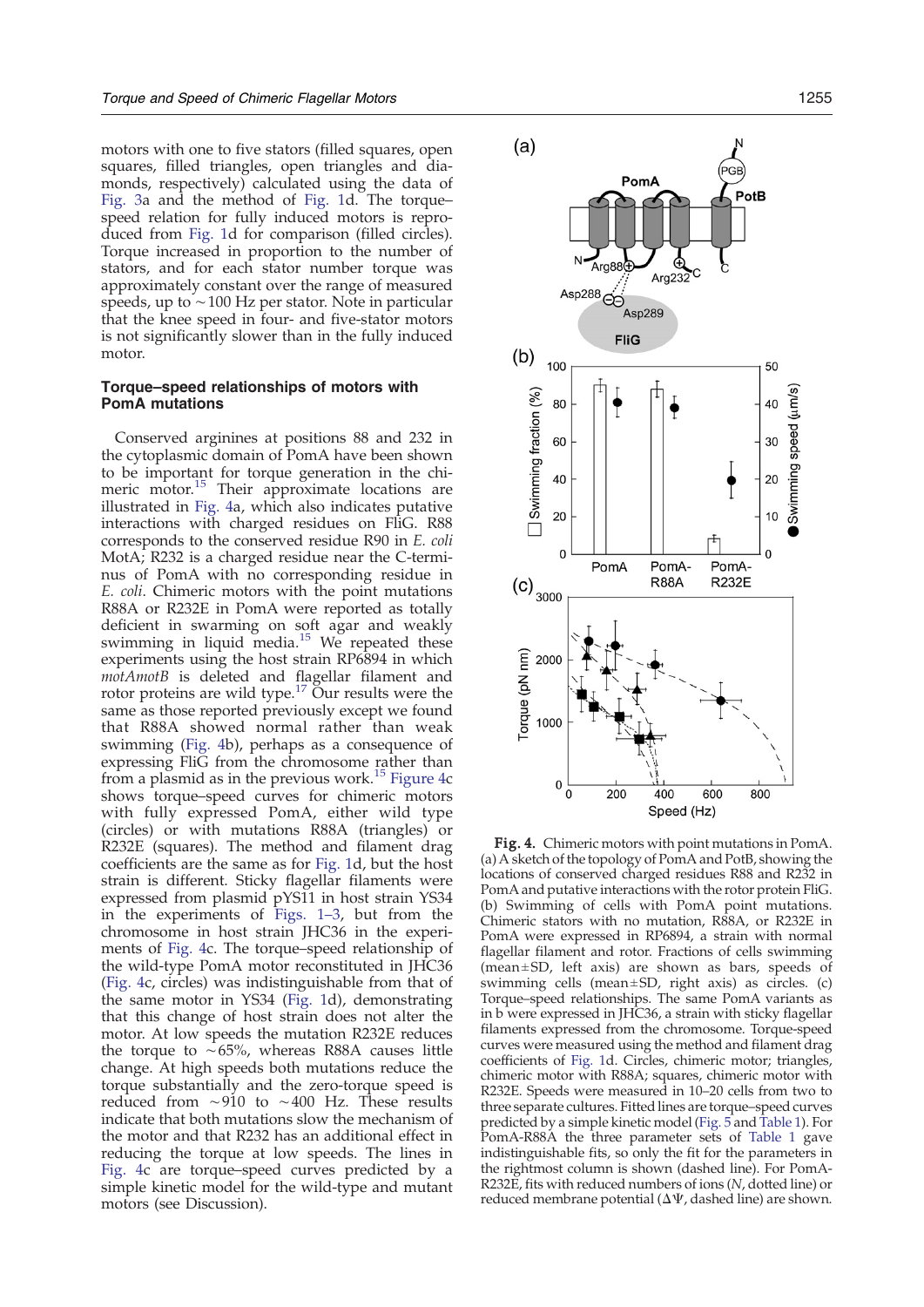motors with one to five stators (filled squares, open squares, filled triangles, open triangles and diamonds, respectively) calculated using the data of Fig. 3a and the method of Fig. 1d. The torque–speed relation for fully induced motors is reproduced from Fig. 1d for comparison (filled circles). Torque increased in proportion to the number of stators, and for each stator number torque was approximately constant over the range of measured speeds, up to ~100 Hz per stator. Note in particular that the knee speed in four- and five-stator motors is not significantly slower than in the fully induced motor.

### Torque–speed relationships of motors with PomA mutations

Conserved arginines at positions 88 and 232 in the cytoplasmic domain of PomA have been shown to be important for torque generation in the chimeric motor.[15] Their approximate locations are illustrated in Fig. 4a, which also indicates putative interactions with charged residues on FliG. R88 corresponds to the conserved residue R90 in *E. coli* MotA; R232 is a charged residue near the C-terminus of PomA with no corresponding residue in *E. coli*. Chimeric motors with the point mutations R88A or R232E in PomA were reported as totally deficient in swarming on soft agar and weakly swimming in liquid media.[15] We repeated these experiments using the host strain RP6894 in which *motAmotB* is deleted and flagellar filament and rotor proteins are wild type.[17] Our results were the same as those reported previously except we found that R88A showed normal rather than weak swimming (Fig. 4b), perhaps as a consequence of expressing FliG from the chromosome rather than from a plasmid as in the previous work.[15] Figure 4c shows torque–speed curves for chimeric motors with fully expressed PomA, either wild type (circles) or with mutations R88A (triangles) or R232E (squares). The method and filament drag coefficients are the same as for Fig. 1d, but the host strain is different. Sticky flagellar filaments were expressed from plasmid pYS11 in host strain YS34 in the experiments of Figs. 1–3, but from the chromosome in host strain JHC36 in the experiments of Fig. 4c. The torque–speed relationship of the wild-type PomA motor reconstituted in JHC36 (Fig. 4c, circles) was indistinguishable from that of the same motor in YS34 (Fig. 1d), demonstrating that this change of host strain does not alter the motor. At low speeds the mutation R232E reduces the torque to ~65%, whereas R88A causes little change. At high speeds both mutations reduce the torque substantially and the zero-torque speed is reduced from ~910 to ~400 Hz. These results indicate that both mutations slow the mechanism of the motor and that R232 has an additional effect in reducing the torque at low speeds. The lines in Fig. 4c are torque–speed curves predicted by a simple kinetic model for the wild-type and mutant motors (see Discussion).

**Fig. 4.** Chimeric motors with point mutations in PomA. (a) A sketch of the topology of PomA and PotB, showing the locations of conserved charged residues R88 and R232 in PomA and putative interactions with the rotor protein FliG. (b) Swimming of cells with PomA point mutations. Chimeric stators with no mutation, R88A, or R232E in PomA were expressed in RP6894, a strain with normal flagellar filament and rotor. Fractions of cells swimming (mean±SD, left axis) are shown as bars, speeds of swimming cells (mean±SD, right axis) as circles. (c) Torque–speed relationships. The same PomA variants as in b were expressed in JHC36, a strain with sticky flagellar filaments expressed from the chromosome. Torque-speed curves were measured using the method and filament drag coefficients of Fig. 1d. Circles, chimeric motor; triangles, chimeric motor with R88A; squares, chimeric motor with R232E. Speeds were measured in 10–20 cells from two to three separate cultures. Fitted lines are torque–speed curves predicted by a simple kinetic model (Fig. 5 and Table 1). For PomA-R88A the three parameter sets of Table 1 gave indistinguishable fits, so only the fit for the parameters in the rightmost column is shown (dashed line). For PomA-R232E, fits with reduced numbers of ions ($N$, dotted line) or reduced membrane potential ($\Delta\Psi$, dashed line) are shown.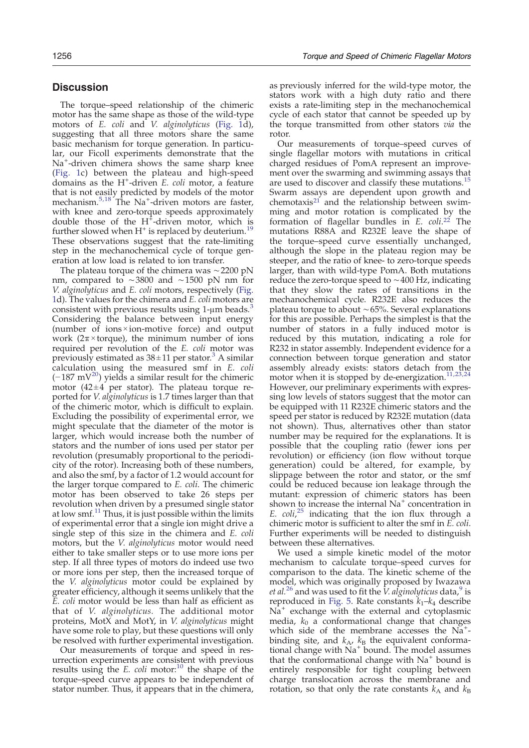## Discussion

The torque–speed relationship of the chimeric motor has the same shape as those of the wild-type motors of *E. coli* and *V. alginolyticus* (Fig. 1d), suggesting that all three motors share the same basic mechanism for torque generation. In particular, our Ficoll experiments demonstrate that the $Na^+$-driven chimera shows the same sharp knee (Fig. 1c) between the plateau and high-speed domains as the $H^+$-driven *E. coli* motor, a feature that is not easily predicted by models of the motor mechanism.[5,18] The $Na^+$-driven motors are faster, with knee and zero-torque speeds approximately double those of the $H^+$-driven motor, which is further slowed when $H^+$ is replaced by deuterium.[19] These observations suggest that the rate-limiting step in the mechanochemical cycle of torque generation at low load is related to ion transfer.

The plateau torque of the chimera was ~2200 pN nm, compared to ~3800 and ~1500 pN nm for *V. alginolyticus* and *E. coli* motors, respectively (Fig. 1d). The values for the chimera and *E. coli* motors are consistent with previous results using 1-μm beads.[3] Considering the balance between input energy (number of ions × ion-motive force) and output work ($2\pi \times$ torque), the minimum number of ions required per revolution of the *E. coli* motor was previously estimated as 38±11 per stator.[3] A similar calculation using the measured smf in *E. coli* (−187 mV[20]) yields a similar result for the chimeric motor (42±4 per stator). The plateau torque reported for *V. alginolyticus* is 1.7 times larger than that of the chimeric motor, which is difficult to explain. Excluding the possibility of experimental error, we might speculate that the diameter of the motor is larger, which would increase both the number of stators and the number of ions used per stator per revolution (presumably proportional to the periodicity of the rotor). Increasing both of these numbers, and also the smf, by a factor of 1.2 would account for the larger torque compared to *E. coli*. The chimeric motor has been observed to take 26 steps per revolution when driven by a presumed single stator at low smf.[11] Thus, it is just possible within the limits of experimental error that a single ion might drive a single step of this size in the chimera and *E. coli* motors, but the *V. alginolyticus* motor would need either to take smaller steps or to use more ions per step. If all three types of motors do indeed use two or more ions per step, then the increased torque of the *V. alginolyticus* motor could be explained by greater efficiency, although it seems unlikely that the *E. coli* motor would be less than half as efficient as that of *V. alginolyticus*. The additional motor proteins, MotX and MotY, in *V. alginolyticus* might have some role to play, but these questions will only be resolved with further experimental investigation.

Our measurements of torque and speed in resurrection experiments are consistent with previous results using the *E. coli* motor:[10] the shape of the torque–speed curve appears to be independent of stator number. Thus, it appears that in the chimera, as previously inferred for the wild-type motor, the stators work with a high duty ratio and there exists a rate-limiting step in the mechanochemical cycle of each stator that cannot be speeded up by the torque transmitted from other stators *via* the rotor.

Our measurements of torque–speed curves of single flagellar motors with mutations in critical charged residues of PomA represent an improvement over the swarming and swimming assays that are used to discover and classify these mutations.[15] Swarm assays are dependent upon growth and chemotaxis[21] and the relationship between swimming and motor rotation is complicated by the formation of flagellar bundles in *E. coli*.[22] The mutations R88A and R232E leave the shape of the torque–speed curve essentially unchanged, although the slope in the plateau region may be steeper, and the ratio of knee- to zero-torque speeds larger, than with wild-type PomA. Both mutations reduce the zero-torque speed to ~400 Hz, indicating that they slow the rates of transitions in the mechanochemical cycle. R232E also reduces the plateau torque to about ~65%. Several explanations for this are possible. Perhaps the simplest is that the number of stators in a fully induced motor is reduced by this mutation, indicating a role for R232 in stator assembly. Independent evidence for a connection between torque generation and stator assembly already exists: stators detach from the motor when it is stopped by de-energization.[11,23,24] However, our preliminary experiments with expressing low levels of stators suggest that the motor can be equipped with 11 R232E chimeric stators and the speed per stator is reduced by R232E mutation (data not shown). Thus, alternatives other than stator number may be required for the explanations. It is possible that the coupling ratio (fewer ions per revolution) or efficiency (ion flow without torque generation) could be altered, for example, by slippage between the rotor and stator, or the smf could be reduced because ion leakage through the mutant: expression of chimeric stators has been shown to increase the internal $Na^+$ concentration in *E. coli*,[25] indicating that the ion flux through a chimeric motor is sufficient to alter the smf in *E. coli*. Further experiments will be needed to distinguish between these alternatives.

We used a simple kinetic model of the motor mechanism to calculate torque–speed curves for comparison to the data. The kinetic scheme of the model, which was originally proposed by Iwazawa *et al.*[26] and was used to fit the *V. alginolyticus* data,[9] is reproduced in Fig. 5. Rate constants $k_1$–$k_4$ describe $Na^+$ exchange with the external and cytoplasmic media, $k_0$ a conformational change that changes which side of the membrane accesses the $Na^+$-binding site, and $k_A$, $k_B$ the equivalent conformational change with $Na^+$ bound. The model assumes that the conformational change with $Na^+$ bound is entirely responsible for tight coupling between charge translocation across the membrane and rotation, so that only the rate constants $k_A$ and $k_B$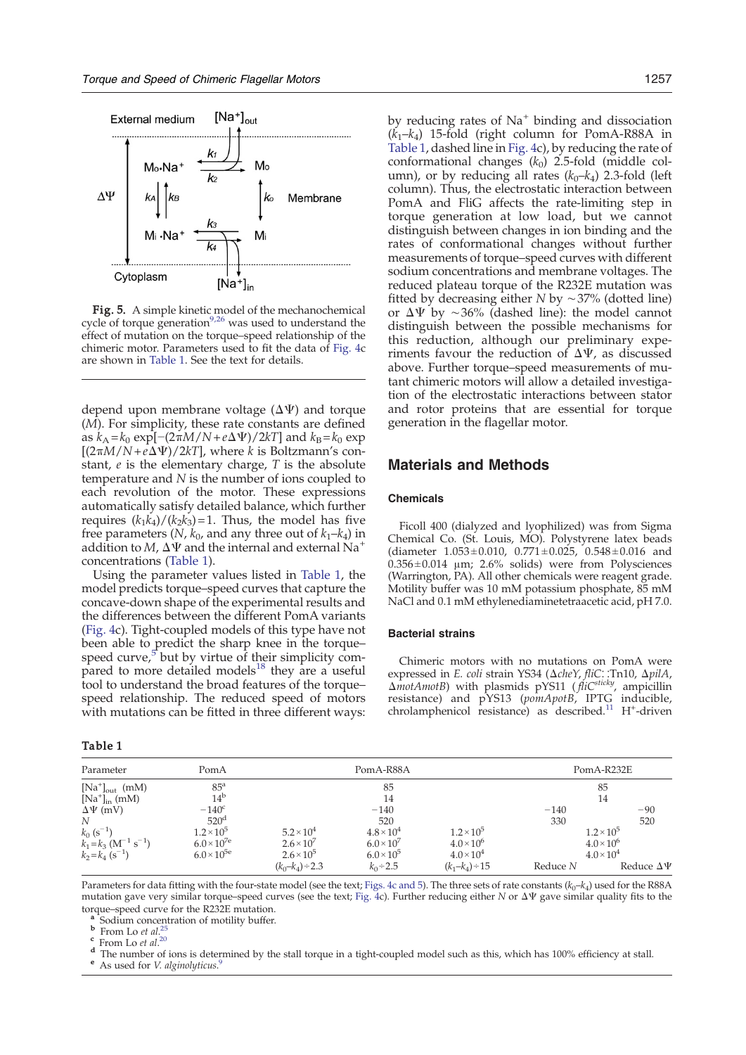Fig. 5. A simple kinetic model of the mechanochemical cycle of torque generation[9,26] was used to understand the effect of mutation on the torque–speed relationship of the chimeric motor. Parameters used to fit the data of Fig. 4c are shown in Table 1. See the text for details.

depend upon membrane voltage ($\Delta\Psi$) and torque ($M$). For simplicity, these rate constants are defined as $k_A = k_0 \exp[-(2\pi M/N + e\Delta\Psi)/2kT]$ and $k_B = k_0 \exp[(2\pi M/N + e\Delta\Psi)/2kT]$, where $k$ is Boltzmann's constant, $e$ is the elementary charge, $T$ is the absolute temperature and $N$ is the number of ions coupled to each revolution of the motor. These expressions automatically satisfy detailed balance, which further requires $(k_1 k_4)/(k_2 k_3) = 1$. Thus, the model has five free parameters ($N$, $k_0$, and any three out of $k_1$–$k_4$) in addition to $M$, $\Delta\Psi$ and the internal and external $Na^+$ concentrations (Table 1).

Using the parameter values listed in Table 1, the model predicts torque–speed curves that capture the concave-down shape of the experimental results and the differences between the different PomA variants (Fig. 4c). Tight-coupled models of this type have not been able to predict the sharp knee in the torque–speed curve,[5] but by virtue of their simplicity compared to more detailed models[18] they are a useful tool to understand the broad features of the torque–speed relationship. The reduced speed of motors with mutations can be fitted in three different ways: by reducing rates of $Na^+$ binding and dissociation ($k_1$–$k_4$) 15-fold (right column for PomA-R88A in Table 1, dashed line in Fig. 4c), by reducing the rate of conformational changes ($k_0$) 2.5-fold (middle column), or by reducing all rates ($k_0$–$k_4$) 2.3-fold (left column). Thus, the electrostatic interaction between PomA and FliG affects the rate-limiting step in torque generation at low load, but we cannot distinguish between changes in ion binding and the rates of conformational changes without further measurements of torque–speed curves with different sodium concentrations and membrane voltages. The reduced plateau torque of the R232E mutation was fitted by decreasing either $N$ by ~37% (dotted line) or $\Delta\Psi$ by ~36% (dashed line): the model cannot distinguish between the possible mechanisms for this reduction, although our preliminary experiments favour the reduction of $\Delta\Psi$, as discussed above. Further torque–speed measurements of mutant chimeric motors will allow a detailed investigation of the electrostatic interactions between stator and rotor proteins that are essential for torque generation in the flagellar motor.

## Materials and Methods

### Chemicals

Ficoll 400 (dialyzed and lyophilized) was from Sigma Chemical Co. (St. Louis, MO). Polystyrene latex beads (diameter 1.053±0.010, 0.771±0.025, 0.548±0.016 and 0.356±0.014 µm; 2.6% solids) were from Polysciences (Warrington, PA). All other chemicals were reagent grade. Motility buffer was 10 mM potassium phosphate, 85 mM NaCl and 0.1 mM ethylenediaminetetraacetic acid, pH 7.0.

### Bacterial strains

Chimeric motors with no mutations on PomA were expressed in *E. coli* strain YS34 (Δ*cheY*, *fliC*::Tn10, Δ*pilA*, Δ*motAmotB*) with plasmids pYS11 (*fliC*$^{sticky}$, ampicillin resistance) and pYS13 (*pomApotB*, IPTG inducible, chrolamphenicol resistance) as described.[11] $H^+$-driven

**Table 1**

| Parameter | PomA | PomA-R88A | | | PomA-R232E | |
|---|---|---|---|---|---|---|
| $[Na^+]_{out}$ (mM) | 85[a] | | 85 | | 85 | |
| $[Na^+]_{in}$ (mM) | 14[b] | | 14 | | 14 | |
| $\Delta\Psi$ (mV) | −140[c] | | −140 | | −140 | −90 |
| $N$ | 520[d] | | 520 | | 330 | 520 |
| $k_0$ ($s^{-1}$) | $1.2\times10^5$ | $5.2\times10^4$ | $4.8\times10^4$ | $1.2\times10^5$ | $1.2\times10^5$ | |
| $k_1=k_3$ ($M^{-1}\,s^{-1}$) | $6.0\times10^{7}$[e] | $2.6\times10^7$ | $6.0\times10^7$ | $4.0\times10^6$ | $4.0\times10^6$ | |
| $k_2=k_4$ ($s^{-1}$) | $6.0\times10^{5}$[e] | $2.6\times10^5$ | $6.0\times10^5$ | $4.0\times10^4$ | $4.0\times10^4$ | |
| | | $(k_0$–$k_4)\div2.3$ | $k_0\div2.5$ | $(k_1$–$k_4)\div15$ | Reduce $N$ | Reduce $\Delta\Psi$ |

Parameters for data fitting with the four-state model (see the text; Figs. 4c and 5). The three sets of rate constants ($k_0$–$k_4$) used for the R88A mutation gave very similar torque–speed curves (see the text; Fig. 4c). Further reducing either $N$ or $\Delta\Psi$ gave similar quality fits to the torque–speed curve for the R232E mutation.

[a] Sodium concentration of motility buffer.
[b] From Lo *et al.*[25]
[c] From Lo *et al.*[20]
[d] The number of ions is determined by the stall torque in a tight-coupled model such as this, which has 100% efficiency at stall.
[e] As used for *V. alginolyticus*.[9]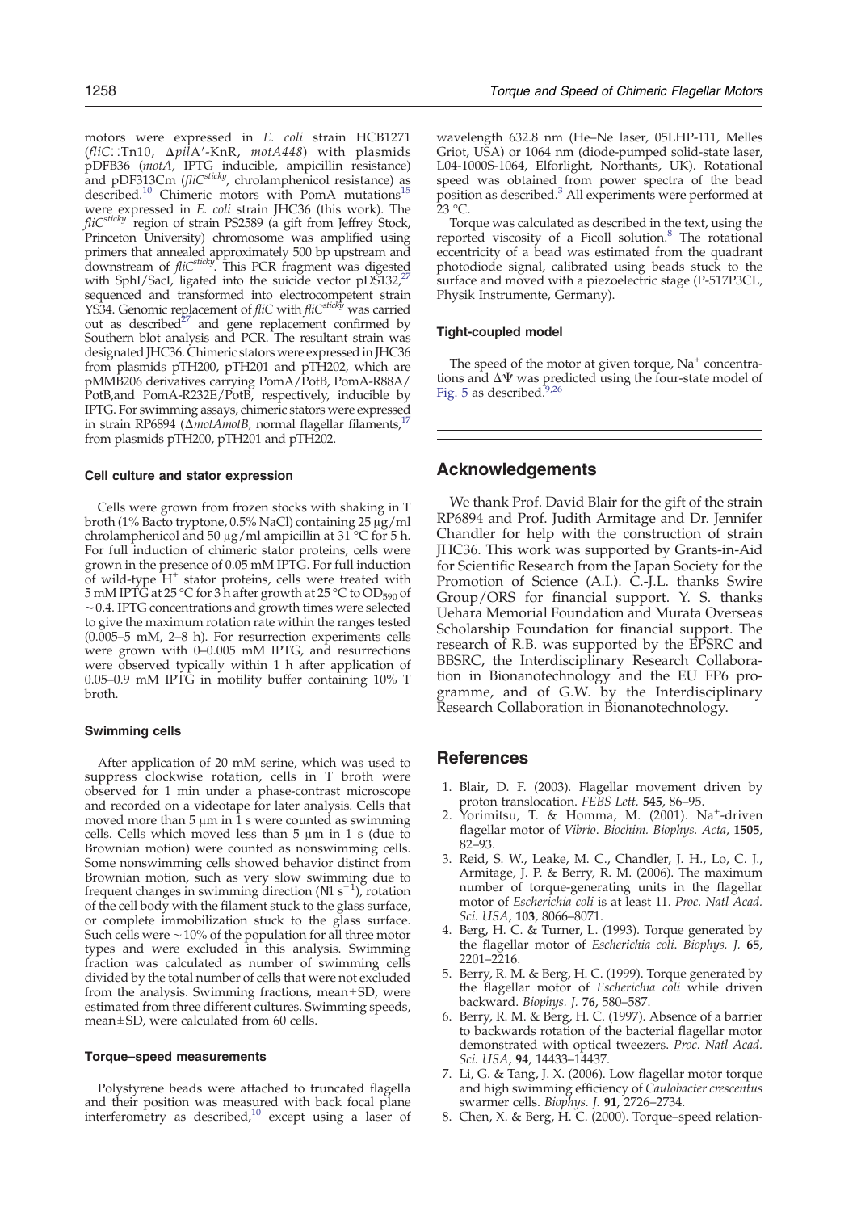motors were expressed in *E. coli* strain HCB1271 (*fliC*::Tn10, Δ*pilA*′-KnR, *motA448*) with plasmids pDFB36 (*motA*, IPTG inducible, ampicillin resistance) and pDF313Cm (*fliC*$^{sticky}$, chrolamphenicol resistance) as described.[10] Chimeric motors with PomA mutations[15] were expressed in *E. coli* strain JHC36 (this work). The *fliC*$^{sticky}$ region of strain PS2589 (a gift from Jeffrey Stock, Princeton University) chromosome was amplified using primers that annealed approximately 500 bp upstream and downstream of *fliC*$^{sticky}$. This PCR fragment was digested with SphI/SacI, ligated into the suicide vector pDS132,[27] sequenced and transformed into electrocompetent strain YS34. Genomic replacement of *fliC* with *fliC*$^{sticky}$ was carried out as described[27] and gene replacement confirmed by Southern blot analysis and PCR. The resultant strain was designated JHC36. Chimeric stators were expressed in JHC36 from plasmids pTH200, pTH201 and pTH202, which are pMMB206 derivatives carrying PomA/PotB, PomA-R88A/PotB,and PomA-R232E/PotB, respectively, inducible by IPTG. For swimming assays, chimeric stators were expressed in strain RP6894 (Δ*motAmotB,* normal flagellar filaments,[17] from plasmids pTH200, pTH201 and pTH202.

#### Cell culture and stator expression

Cells were grown from frozen stocks with shaking in T broth (1% Bacto tryptone, 0.5% NaCl) containing 25 μg/ml chrolamphenicol and 50 μg/ml ampicillin at 31 °C for 5 h. For full induction of chimeric stator proteins, cells were grown in the presence of 0.05 mM IPTG. For full induction of wild-type $H^+$ stator proteins, cells were treated with 5 mM IPTG at 25 °C for 3 h after growth at 25 °C to $OD_{590}$ of ∼0.4. IPTG concentrations and growth times were selected to give the maximum rotation rate within the ranges tested (0.005–5 mM, 2–8 h). For resurrection experiments cells were grown with 0–0.005 mM IPTG, and resurrections were observed typically within 1 h after application of 0.05–0.9 mM IPTG in motility buffer containing 10% T broth.

#### Swimming cells

After application of 20 mM serine, which was used to suppress clockwise rotation, cells in T broth were observed for 1 min under a phase-contrast microscope and recorded on a videotape for later analysis. Cells that moved more than 5 μm in 1 s were counted as swimming cells. Cells which moved less than 5 μm in 1 s (due to Brownian motion) were counted as nonswimming cells. Some nonswimming cells showed behavior distinct from Brownian motion, such as very slow swimming due to frequent changes in swimming direction (N1 $s^{-1}$), rotation of the cell body with the filament stuck to the glass surface, or complete immobilization stuck to the glass surface. Such cells were ∼10% of the population for all three motor types and were excluded in this analysis. Swimming fraction was calculated as number of swimming cells divided by the total number of cells that were not excluded from the analysis. Swimming fractions, mean±SD, were estimated from three different cultures. Swimming speeds, mean±SD, were calculated from 60 cells.

#### Torque–speed measurements

Polystyrene beads were attached to truncated flagella and their position was measured with back focal plane interferometry as described,[10] except using a laser of wavelength 632.8 nm (He–Ne laser, 05LHP-111, Melles Griot, USA) or 1064 nm (diode-pumped solid-state laser, L04-1000S-1064, Elforlight, Northants, UK). Rotational speed was obtained from power spectra of the bead position as described.[3] All experiments were performed at 23 °C.

Torque was calculated as described in the text, using the reported viscosity of a Ficoll solution.[8] The rotational eccentricity of a bead was estimated from the quadrant photodiode signal, calibrated using beads stuck to the surface and moved with a piezoelectric stage (P-517P3CL, Physik Instrumente, Germany).

#### Tight-coupled model

The speed of the motor at given torque, $Na^+$ concentrations and ΔΨ was predicted using the four-state model of Fig. 5 as described.[9,26]

## Acknowledgements

We thank Prof. David Blair for the gift of the strain RP6894 and Prof. Judith Armitage and Dr. Jennifer Chandler for help with the construction of strain JHC36. This work was supported by Grants-in-Aid for Scientific Research from the Japan Society for the Promotion of Science (A.I.). C.-J.L. thanks Swire Group/ORS for financial support. Y. S. thanks Uehara Memorial Foundation and Murata Overseas Scholarship Foundation for financial support. The research of R.B. was supported by the EPSRC and BBSRC, the Interdisciplinary Research Collaboration in Bionanotechnology and the EU FP6 programme, and of G.W. by the Interdisciplinary Research Collaboration in Bionanotechnology.

## References

1. Blair, D. F. (2003). Flagellar movement driven by proton translocation. *FEBS Lett.* **545**, 86–95.
2. Yorimitsu, T. & Homma, M. (2001). $Na^+$-driven flagellar motor of *Vibrio*. *Biochim. Biophys. Acta*, **1505**, 82–93.
3. Reid, S. W., Leake, M. C., Chandler, J. H., Lo, C. J., Armitage, J. P. & Berry, R. M. (2006). The maximum number of torque-generating units in the flagellar motor of *Escherichia coli* is at least 11. *Proc. Natl Acad. Sci. USA*, **103**, 8066–8071.
4. Berg, H. C. & Turner, L. (1993). Torque generated by the flagellar motor of *Escherichia coli*. *Biophys. J.* **65**, 2201–2216.
5. Berry, R. M. & Berg, H. C. (1999). Torque generated by the flagellar motor of *Escherichia coli* while driven backward. *Biophys. J.* **76**, 580–587.
6. Berry, R. M. & Berg, H. C. (1997). Absence of a barrier to backwards rotation of the bacterial flagellar motor demonstrated with optical tweezers. *Proc. Natl Acad. Sci. USA*, **94**, 14433–14437.
7. Li, G. & Tang, J. X. (2006). Low flagellar motor torque and high swimming efficiency of *Caulobacter crescentus* swarmer cells. *Biophys. J.* **91**, 2726–2734.
8. Chen, X. & Berg, H. C. (2000). Torque–speed relation-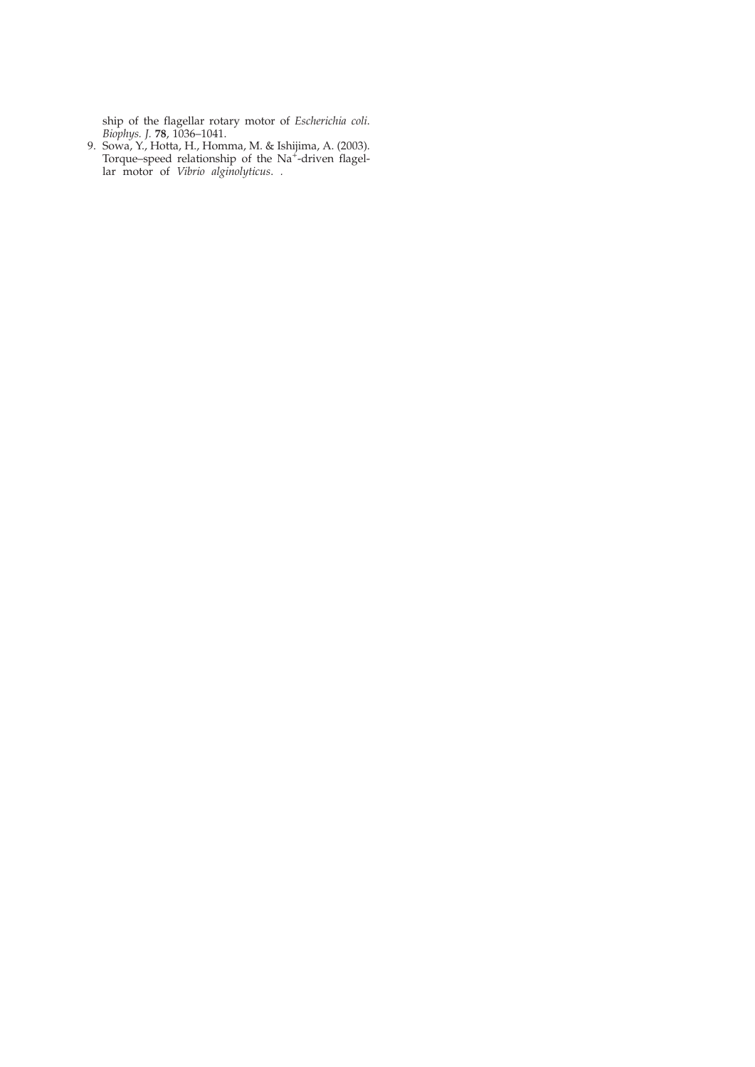ship of the flagellar rotary motor of *Escherichia coli*. *Biophys. J.* **78**, 1036–1041.

9. Sowa, Y., Hotta, H., Homma, M. & Ishijima, A. (2003). Torque–speed relationship of the $Na^{+}$-driven flagellar motor of *Vibrio alginolyticus*. .